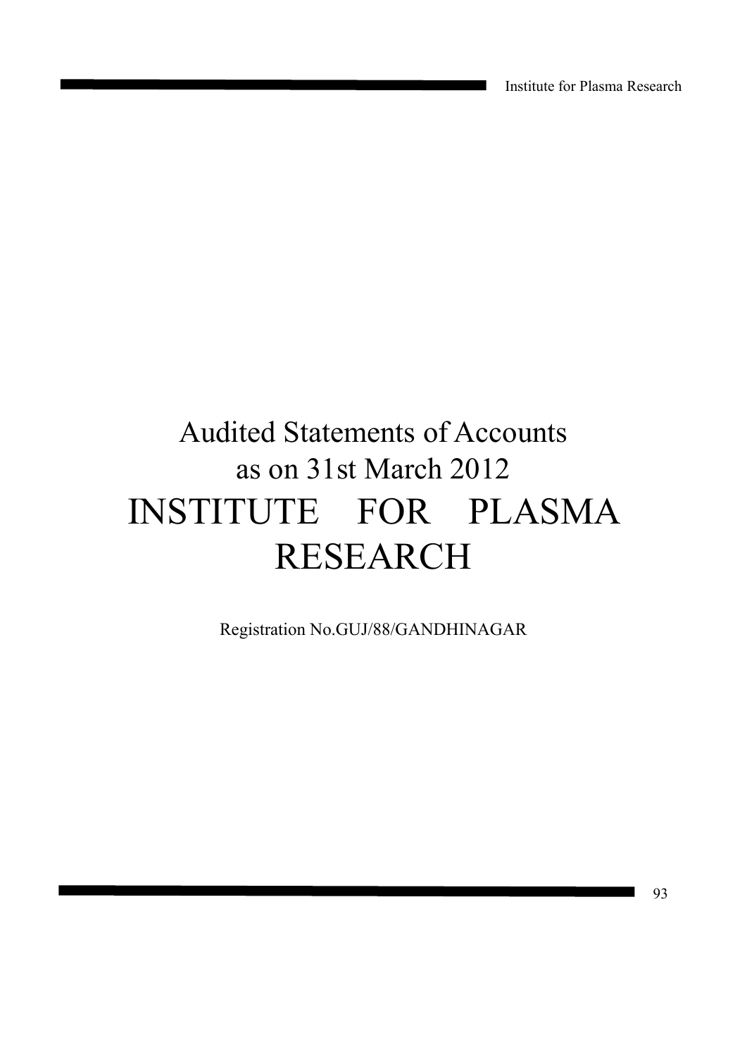# Audited Statements of Accounts as on 31st March 2012

# INSTITUTE FOR PLASMA RESEARCH

Registration No.GUJ/88/GANDHINAGAR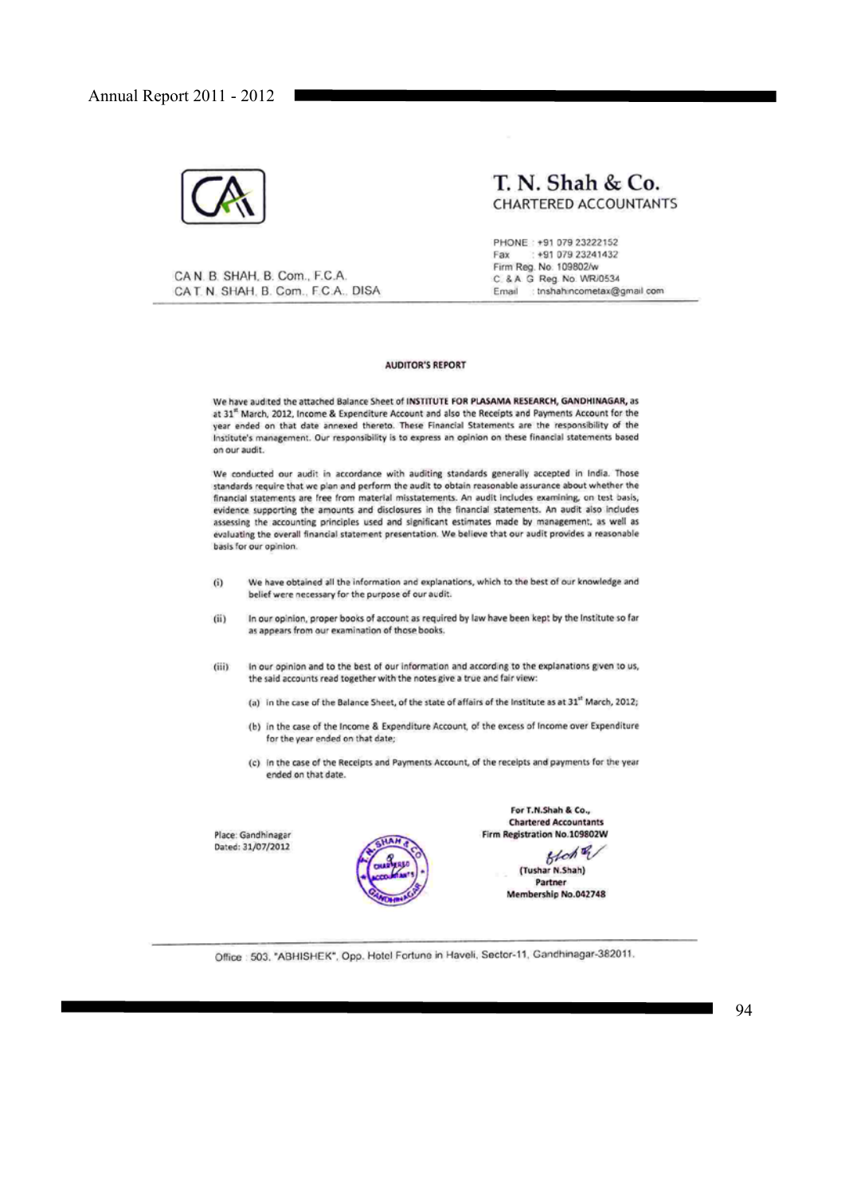# T. N. Shah & Co.

CHARTERED ACCOUNTANTS

CA N. B. SHAH, B. Com., F.C.A.
CA T. N. SHAH, B. Com., F.C.A., DISA

PHONE : +91 079 23222152
Fax : +91 079 23241432
Firm Reg. No. 109802/w
C. & A. G. Reg. No. WR/0534
Email : tnshahincometax@gmail.com

## AUDITOR'S REPORT

We have audited the attached Balance Sheet of **INSTITUTE FOR PLASAMA RESEARCH, GANDHINAGAR,** as at 31[st] March, 2012, Income & Expenditure Account and also the Receipts and Payments Account for the year ended on that date annexed thereto. These Financial Statements are the responsibility of the Institute's management. Our responsibility is to express an opinion on these financial statements based on our audit.

We conducted our audit in accordance with auditing standards generally accepted in India. Those standards require that we plan and perform the audit to obtain reasonable assurance about whether the financial statements are free from material misstatements. An audit includes examining, on test basis, evidence supporting the amounts and disclosures in the financial statements. An audit also includes assessing the accounting principles used and significant estimates made by management, as well as evaluating the overall financial statement presentation. We believe that our audit provides a reasonable basis for our opinion.

(i) We have obtained all the information and explanations, which to the best of our knowledge and belief were necessary for the purpose of our audit.

(ii) In our opinion, proper books of account as required by law have been kept by the Institute so far as appears from our examination of those books.

(iii) In our opinion and to the best of our information and according to the explanations given to us, the said accounts read together with the notes give a true and fair view:

(a) in the case of the Balance Sheet, of the state of affairs of the Institute as at 31[st] March, 2012;

(b) in the case of the Income & Expenditure Account, of the excess of Income over Expenditure for the year ended on that date;

(c) In the case of the Receipts and Payments Account, of the receipts and payments for the year ended on that date.

Place: Gandhinagar
Dated: 31/07/2012

**For T.N.Shah & Co.,**
**Chartered Accountants**
**Firm Registration No.109802W**

**(Tushar N.Shah)**
**Partner**
**Membership No.042748**

Office : 503, "ABHISHEK", Opp. Hotel Fortune in Haveli, Sector-11, Gandhinagar-382011.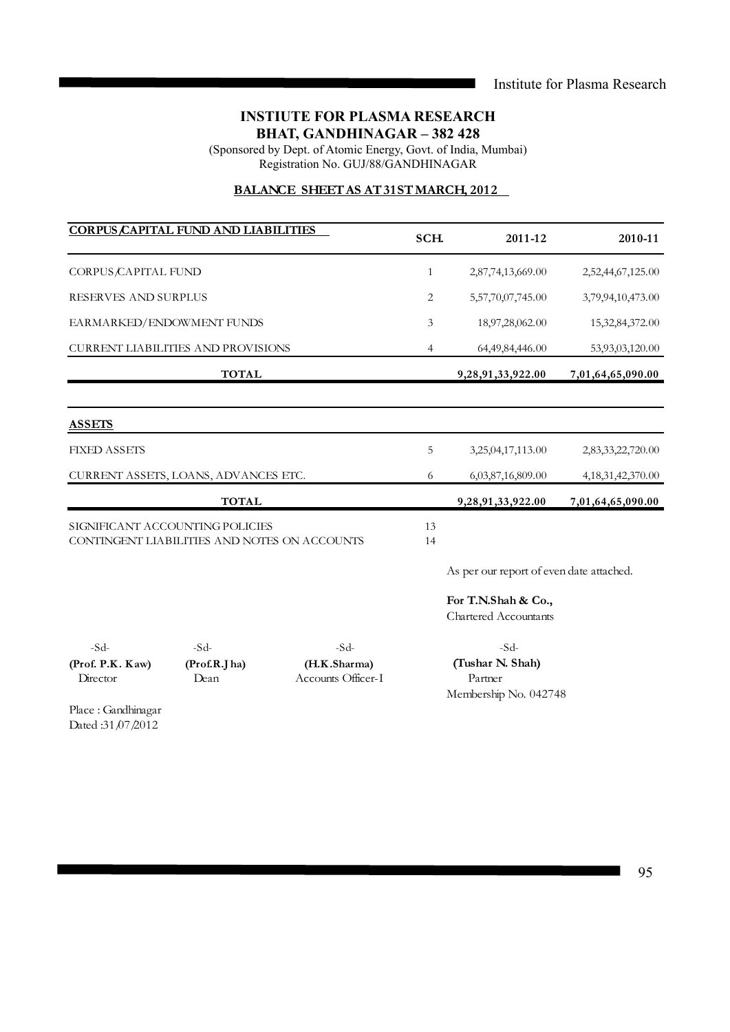# INSTIUTE FOR PLASMA RESEARCH
## BHAT, GANDHINAGAR – 382 428

(Sponsored by Dept. of Atomic Energy, Govt. of India, Mumbai)
Registration No. GUJ/88/GANDHINAGAR

**BALANCE SHEET AS AT 31ST MARCH, 2012**

| CORPUS/CAPITAL FUND AND LIABILITIES | SCH. | 2011-12 | 2010-11 |
|---|---|---|---|
| CORPUS/CAPITAL FUND | 1 | 2,87,74,13,669.00 | 2,52,44,67,125.00 |
| RESERVES AND SURPLUS | 2 | 5,57,70,07,745.00 | 3,79,94,10,473.00 |
| EARMARKED/ENDOWMENT FUNDS | 3 | 18,97,28,062.00 | 15,32,84,372.00 |
| CURRENT LIABILITIES AND PROVISIONS | 4 | 64,49,84,446.00 | 53,93,03,120.00 |
| **TOTAL** | | **9,28,91,33,922.00** | **7,01,64,65,090.00** |

| ASSETS | SCH. | 2011-12 | 2010-11 |
|---|---|---|---|
| FIXED ASSETS | 5 | 3,25,04,17,113.00 | 2,83,33,22,720.00 |
| CURRENT ASSETS, LOANS, ADVANCES ETC. | 6 | 6,03,87,16,809.00 | 4,18,31,42,370.00 |
| **TOTAL** | | **9,28,91,33,922.00** | **7,01,64,65,090.00** |

SIGNIFICANT ACCOUNTING POLICIES — 13
CONTINGENT LIABILITIES AND NOTES ON ACCOUNTS — 14

As per our report of even date attached.

**For T.N.Shah & Co.,**
Chartered Accountants

| -Sd- | -Sd- | -Sd- | -Sd- |
|---|---|---|---|
| **(Prof. P.K. Kaw)** | **(Prof.R.Jha)** | **(H.K.Sharma)** | **(Tushar N. Shah)** |
| Director | Dean | Accounts Officer-I | Partner |
| | | | Membership No. 042748 |

Place : Gandhinagar
Dated :31/07/2012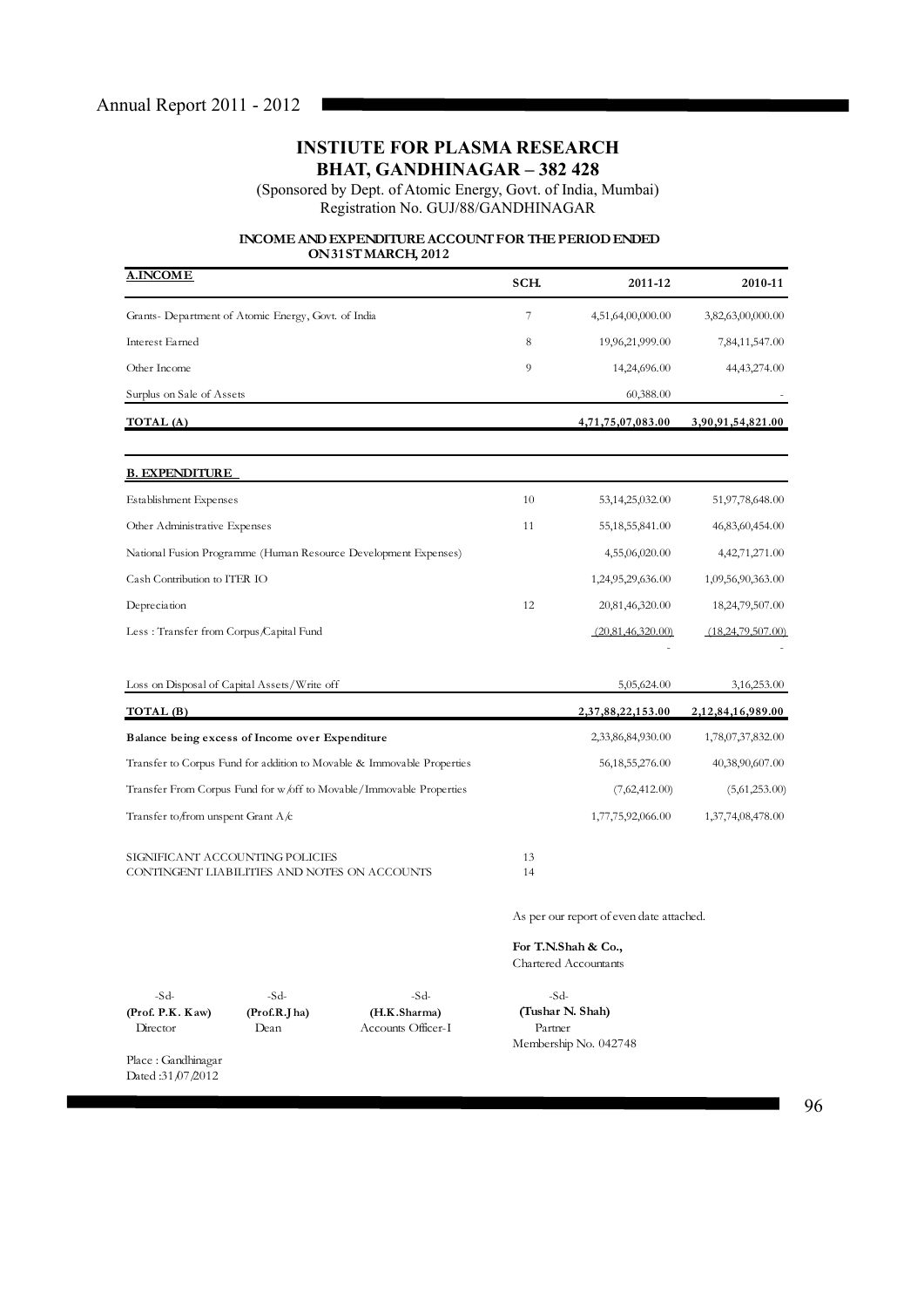# INSTIUTE FOR PLASMA RESEARCH
## BHAT, GANDHINAGAR – 382 428

(Sponsored by Dept. of Atomic Energy, Govt. of India, Mumbai)
Registration No. GUJ/88/GANDHINAGAR

### INCOME AND EXPENDITURE ACCOUNT FOR THE PERIOD ENDED ON 31ST MARCH, 2012

| A. INCOME | SCH. | 2011-12 | 2010-11 |
|---|---|---|---|
| Grants- Department of Atomic Energy, Govt. of India | 7 | 4,51,64,00,000.00 | 3,82,63,00,000.00 |
| Interest Earned | 8 | 19,96,21,999.00 | 7,84,11,547.00 |
| Other Income | 9 | 14,24,696.00 | 44,43,274.00 |
| Surplus on Sale of Assets | | 60,388.00 | - |
| **TOTAL (A)** | | **4,71,75,07,083.00** | **3,90,91,54,821.00** |
| | | | |
| **B. EXPENDITURE** | | | |
| Establishment Expenses | 10 | 53,14,25,032.00 | 51,97,78,648.00 |
| Other Administrative Expenses | 11 | 55,18,55,841.00 | 46,83,60,454.00 |
| National Fusion Programme (Human Resource Development Expenses) | | 4,55,06,020.00 | 4,42,71,271.00 |
| Cash Contribution to ITER IO | | 1,24,95,29,636.00 | 1,09,56,90,363.00 |
| Depreciation | 12 | 20,81,46,320.00 | 18,24,79,507.00 |
| Less : Transfer from Corpus/Capital Fund | | (20,81,46,320.00) | (18,24,79,507.00) |
| | | - | - |
| Loss on Disposal of Capital Assets/Write off | | 5,05,624.00 | 3,16,253.00 |
| **TOTAL (B)** | | **2,37,88,22,153.00** | **2,12,84,16,989.00** |
| **Balance being excess of Income over Expenditure** | | 2,33,86,84,930.00 | 1,78,07,37,832.00 |
| Transfer to Corpus Fund for addition to Movable & Immovable Properties | | 56,18,55,276.00 | 40,38,90,607.00 |
| Transfer From Corpus Fund for w/off to Movable/Immovable Properties | | (7,62,412.00) | (5,61,253.00) |
| Transfer to/from unspent Grant A/c | | 1,77,75,92,066.00 | 1,37,74,08,478.00 |
| | | | |
| SIGNIFICANT ACCOUNTING POLICIES | 13 | | |
| CONTINGENT LIABILITIES AND NOTES ON ACCOUNTS | 14 | | |

As per our report of even date attached.

**For T.N.Shah & Co.,**
Chartered Accountants

| -Sd- | -Sd- | -Sd- | -Sd- |
|---|---|---|---|
| **(Prof. P.K. Kaw)** | **(Prof.R.Jha)** | **(H.K.Sharma)** | **(Tushar N. Shah)** |
| Director | Dean | Accounts Officer-I | Partner |
| | | | Membership No. 042748 |

Place : Gandhinagar
Dated :31/07/2012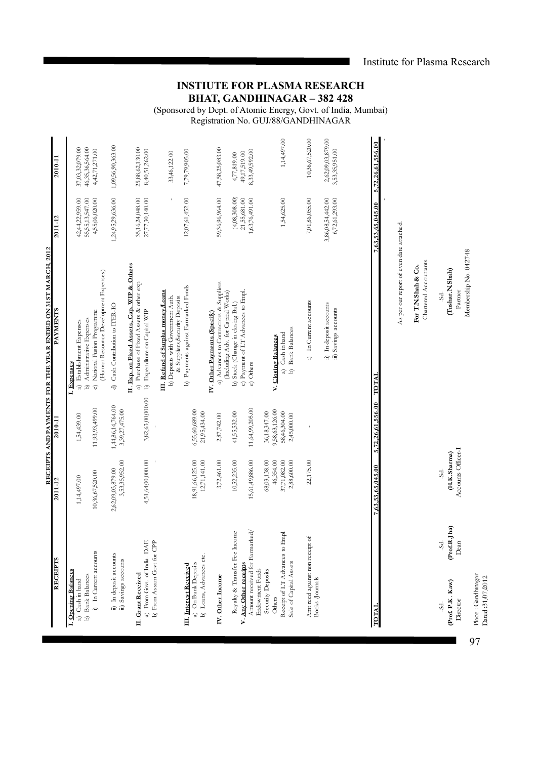# INSTIUTE FOR PLASMA RESEARCH

## BHAT, GANDHINAGAR – 382 428

(Sponsored by Dept. of Atomic Energy, Govt. of India, Mumbai)

Registration No. GUJ/88/GANDHINAGAR

### RECEIPTS AND PAYMENTS FOR THE YEAR ENDED ON 31ST MARCH, 2012

| RECEIPTS | 2011-12 | 2010-11 | PAYMENTS | 2011-12 | 2010-11 |
|---|---|---|---|---|---|
| **I. Opening Balances** | | | **I. Expenses** | | |
| a) Cash in hand | 1,14,497.00 | 1,54,439.00 | a) Establishment Expenses | 42,44,22,959.00 | 37,03,32,079.00 |
| b) Bank Balances | | | b) Administrative Expenses | 55,55,13,547.00 | 46,35,36,564.00 |
| i) In Current accounts | 10,36,67,520.00 | 11,93,93,499.00 | c) National Fusion Programme (Human Resource Development Expenses) | 4,55,06,020.00 | 4,42,71,271.00 |
| ii) In deposit accounts | 2,62,09,03,879.00 | 1,44,86,14,764.00 | d) Cash Contribution to ITER-IO | 1,24,95,29,636.00 | 1,09,56,90,363.00 |
| iii) Savings accounts | 3,53,35,952.00 | 3,39,27,475.00 | | | |
| **II. Grant Received** | | | **II. Exp. on Fixed Assets, Cap. WIP & Others** | | |
| a) From Govt. of India- DAE | 4,51,64,00,000.00 | 3,82,63,00,000.00 | a) Purchase of Fixed Assets & other exp. | 35,16,24,048.00 | 25,88,62,130.00 |
| b) From Assam Govt for CPP | - | - | b) Expenditure on Capital WIP | 27,77,30,140.00 | 8,40,51,262.00 |
| | | | **III. Refund of Surplus money/Loans** | | |
| **III. Interest Received** | | | b) Deposits with Government Auth. & Suppliers Security Deposits | - | 33,46,122.00 |
| a) On Bank Deposits | 18,91,66,125.00 | 6,55,60,689.00 | b) Payments against Earmarked Funds | 12,07,61,452.00 | 7,79,79,905.00 |
| b) Loans, Advances etc. | 12,71,141.00 | 21,95,434.00 | | | |
| **IV. Other Income** | 3,72,461.00 | 2,87,742.00 | **IV. Other Payments (Specify)** | | |
| | | | a) Advances to Contractors & Suppliers (Including Adv. for Capital Works) | 59,36,96,964.00 | 47,58,25,083.00 |
| Royalty & Transfer Fee Income | 10,52,235.00 | 41,55,532.00 | b) Stock (Change in closing Bal.) | (4,08,308.00) | 4,77,819.00 |
| **V. Any Other receipts** | | | c) Payment of LT Advances to Empl. | 21,55,681.00 | 49,17,519.00 |
| Amount received for Earmarked/ Endowment Funds | 15,61,49,886.00 | 11,64,99,205.00 | e) Others | 1,63,76,491.00 | 8,33,49,592.00 |
| Security Deposits | 68,03,138.00 | 36,18,347.00 | | | |
| Others | 46,354.00 | 9,58,63,126.00 | **V. Closing Balances** | | |
| Receipt of LT Advances to Empl. | 37,71,082.00 | 58,46,304.00 | a) Cash in hand | 1,54,625.00 | 1,14,497.00 |
| Sale of Capital Assets | 2,88,600.00 | 2,45,000.00 | b) Bank Balances | | |
| Amt recd against non receipt of Books /Journals | 22,175.00 | - | i) In Current accounts | 7,01,86,055.00 | 10,36,67,520.00 |
| | | | ii) In deposit accounts | 3,86,08,54,442.00 | 2,62,09,03,879.00 |
| | | | iii) Savings accounts | 6,72,61,293.00 | 3,53,35,951.00 |
| **TOTAL** | **7,63,53,65,045.00** | **5,72,26,61,556.00** | **TOTAL** | **7,63,53,65,045.00** | **5,72,26,61,556.00** |

As per our report of even date attached.

For T.N.Shah & Co.
Chartered Accountants

-Sd-
**(Tushar.N.Shah)**
Partner
Membership No. 042748

-Sd-
**(Prof. P.K. Kaw)**
Director

-Sd-
**(Prof.R.Jha)**
Dean

-Sd-
**(H.K.Sharma)**
Accounts Officer-I

Place : Gandhinagar
Dated :31/07/2012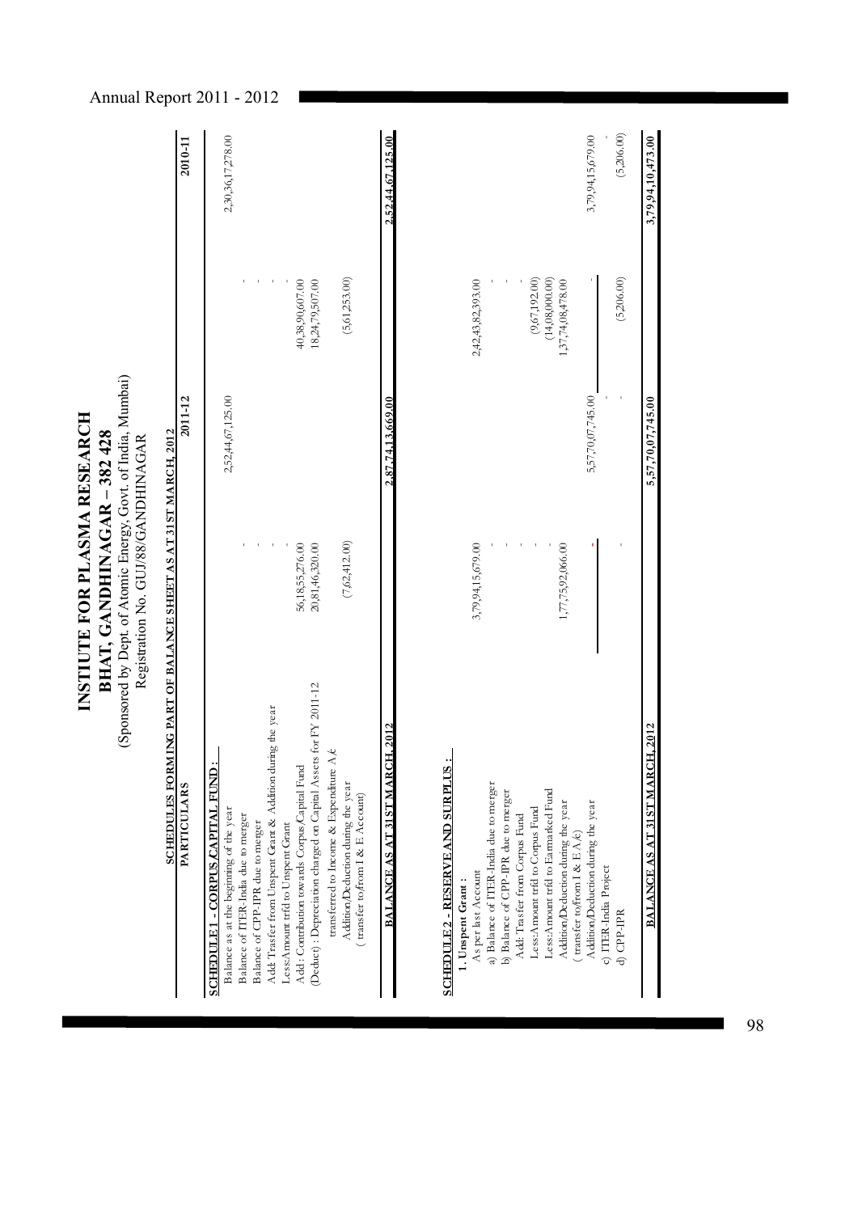# INSTITUTE FOR PLASMA RESEARCH

## BHAT, GANDHINAGAR – 382 428

(Sponsored by Dept. of Atomic Energy, Govt. of India, Mumbai)

Registration No. GUJ/88/GANDHINAGAR

### SCHEDULES FORMING PART OF BALANCE SHEET AS AT 31ST MARCH, 2012

| PARTICULARS | 2011-12 | | 2010-11 | |
|---|---|---|---|---|
| **SCHEDULE 1 - CORPUS/CAPITAL FUND :** | | | | |
| Balance as at the beginning of the year | | 2,52,44,67,125.00 | | 2,30,36,17,278.00 |
| Balance of ITER-India due to merger | - | | - | |
| Balance of CPP-IPR due to merger | - | | - | |
| Add: Trasfer from Unspent Grant & Addition during the year | - | | - | |
| Less:Amount trfd to Unspent Grant | - | | - | |
| Add : Contribution towards Corpus/Capital Fund | 56,18,55,276.00 | | 40,38,90,607.00 | |
| (Deduct) : Depreciation charged on Capital Assets for FY 2011-12 transferred to Income & Expenditure A/c | 20,81,46,320.00 | | 18,24,79,507.00 | |
| Addition/Deduction during the year ( transfer to/from I & E Account) | (7,62,412.00) | | (5,61,253.00) | |
| **BALANCE AS AT 31ST MARCH, 2012** | | **2,87,74,13,669.00** | | **2,52,44,67,125.00** |
| | | | | |
| **SCHEDULE 2 - RESERVE AND SURPLUS :** | | | | |
| **1. Unspent Grant :** | | | | |
| As per last Account | 3,79,94,15,679.00 | | 2,42,43,82,393.00 | |
| a) Balance of ITER-India due to merger | - | | - | |
| b) Balance of CPP-IPR due to merger | - | | - | |
| Add: Trasfer from Corpus Fund | - | | - | |
| Less:Amount trfd to Corpus Fund | - | | (9,67,192.00) | |
| Less:Amount trfd to Earmarked Fund | - | | (14,08,000.00) | |
| Addition/Deduction during the year ( transfer to/from I & E A/c) | 1,77,75,92,066.00 | | 1,37,74,08,478.00 | |
| Addition/Deduction during the year | - | 5,57,70,07,745.00 | - | 3,79,94,15,679.00 |
| c) ITER-India Project | | - | | - |
| d) CPP-IPR | - | - | (5,206.00) | (5,206.00) |
| **BALANCE AS AT 31ST MARCH, 2012** | | **5,57,70,07,745.00** | | **3,79,94,10,473.00** |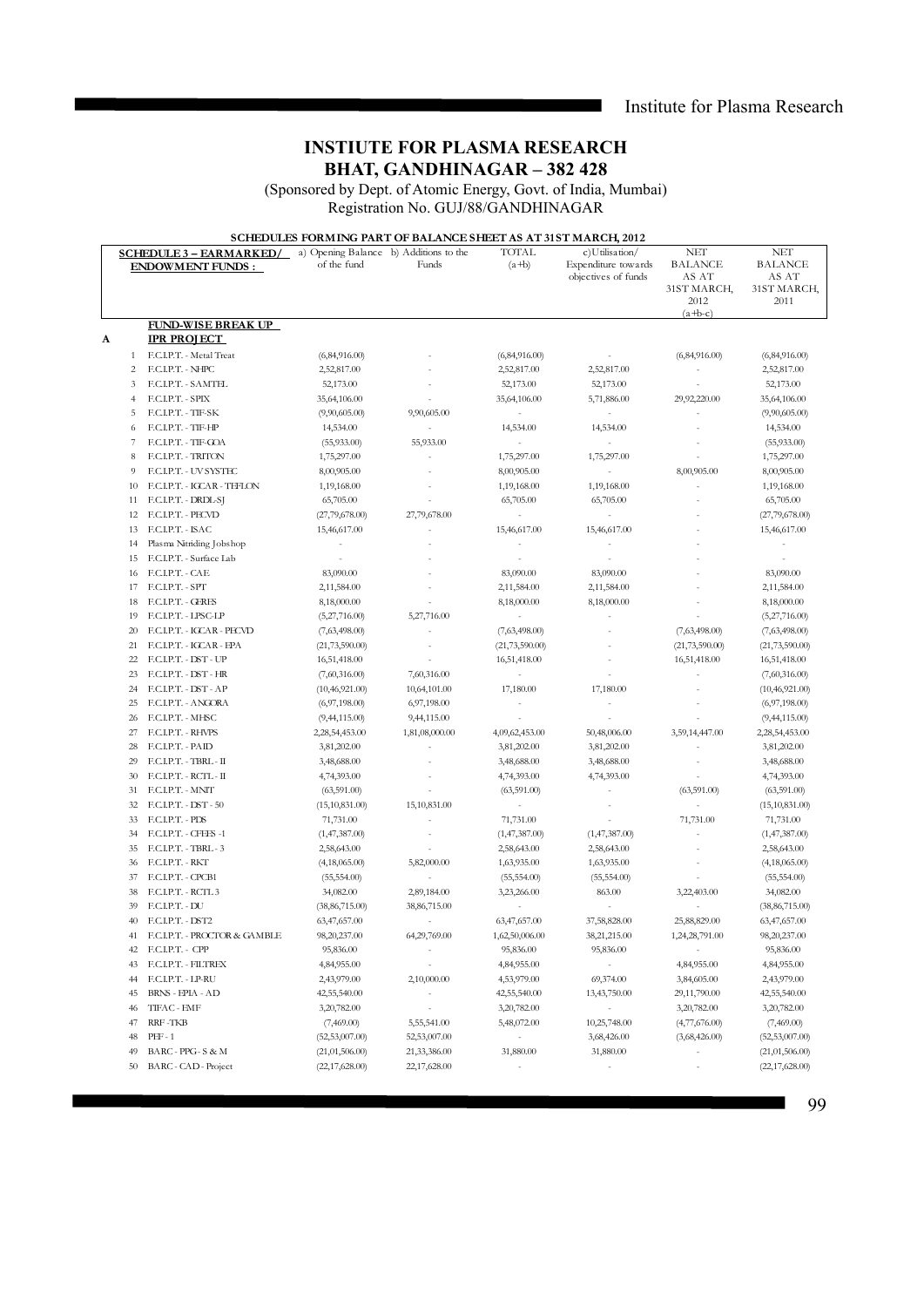# INSTIUTE FOR PLASMA RESEARCH
## BHAT, GANDHINAGAR – 382 428

(Sponsored by Dept. of Atomic Energy, Govt. of India, Mumbai)
Registration No. GUJ/88/GANDHINAGAR

**SCHEDULES FORMING PART OF BALANCE SHEET AS AT 31ST MARCH, 2012**

| | SCHEDULE 3 – EARMARKED/ ENDOWMENT FUNDS : | a) Opening Balance of the fund | b) Additions to the Funds | TOTAL (a+b) | c) Utilisation/ Expenditure towards objectives of funds | NET BALANCE AS AT 31ST MARCH, 2012 (a+b-c) | NET BALANCE AS AT 31ST MARCH, 2011 |
|---|---|---|---|---|---|---|---|
| | **FUND-WISE BREAK UP** | | | | | | |
| **A** | **IPR PROJECT** | | | | | | |
| 1 | F.C.I.P.T. - Metal Treat | (6,84,916.00) | - | (6,84,916.00) | - | (6,84,916.00) | (6,84,916.00) |
| 2 | F.C.I.P.T. - NHPC | 2,52,817.00 | - | 2,52,817.00 | 2,52,817.00 | - | 2,52,817.00 |
| 3 | F.C.I.P.T. - SAMTEL | 52,173.00 | - | 52,173.00 | 52,173.00 | - | 52,173.00 |
| 4 | F.C.I.P.T. - SPIX | 35,64,106.00 | - | 35,64,106.00 | 5,71,886.00 | 29,92,220.00 | 35,64,106.00 |
| 5 | F.C.I.P.T. - TIF-SK | (9,90,605.00) | 9,90,605.00 | - | - | - | (9,90,605.00) |
| 6 | F.C.I.P.T. - TIF-HP | 14,534.00 | - | 14,534.00 | 14,534.00 | - | 14,534.00 |
| 7 | F.C.I.P.T. - TIF-GOA | (55,933.00) | 55,933.00 | - | - | - | (55,933.00) |
| 8 | F.C.I.P.T. - TRITON | 1,75,297.00 | - | 1,75,297.00 | 1,75,297.00 | - | 1,75,297.00 |
| 9 | F.C.I.P.T. - UV SYSTEC | 8,00,905.00 | - | 8,00,905.00 | - | 8,00,905.00 | 8,00,905.00 |
| 10 | F.C.I.P.T. - IGCAR - TEFLON | 1,19,168.00 | - | 1,19,168.00 | 1,19,168.00 | - | 1,19,168.00 |
| 11 | F.C.I.P.T. - DRDL-SJ | 65,705.00 | - | 65,705.00 | 65,705.00 | - | 65,705.00 |
| 12 | F.C.I.P.T. - PECVD | (27,79,678.00) | 27,79,678.00 | - | - | - | (27,79,678.00) |
| 13 | F.C.I.P.T. - ISAC | 15,46,617.00 | - | 15,46,617.00 | 15,46,617.00 | - | 15,46,617.00 |
| 14 | Plasma Nitriding Jobshop | - | - | - | - | - | - |
| 15 | F.C.I.P.T. - Surface Lab | - | - | - | - | - | - |
| 16 | F.C.I.P.T. - CAE | 83,090.00 | - | 83,090.00 | 83,090.00 | - | 83,090.00 |
| 17 | F.C.I.P.T. - SPT | 2,11,584.00 | - | 2,11,584.00 | 2,11,584.00 | - | 2,11,584.00 |
| 18 | F.C.I.P.T. - GERES | 8,18,000.00 | - | 8,18,000.00 | 8,18,000.00 | - | 8,18,000.00 |
| 19 | F.C.I.P.T. - LPSC-LP | (5,27,716.00) | 5,27,716.00 | - | - | - | (5,27,716.00) |
| 20 | F.C.I.P.T. - IGCAR - PECVD | (7,63,498.00) | - | (7,63,498.00) | - | (7,63,498.00) | (7,63,498.00) |
| 21 | F.C.I.P.T. - IGCAR - EPA | (21,73,590.00) | - | (21,73,590.00) | - | (21,73,590.00) | (21,73,590.00) |
| 22 | F.C.I.P.T. - DST - UP | 16,51,418.00 | - | 16,51,418.00 | - | 16,51,418.00 | 16,51,418.00 |
| 23 | F.C.I.P.T. - DST - HR | (7,60,316.00) | 7,60,316.00 | - | - | - | (7,60,316.00) |
| 24 | F.C.I.P.T. - DST - AP | (10,46,921.00) | 10,64,101.00 | 17,180.00 | 17,180.00 | - | (10,46,921.00) |
| 25 | F.C.I.P.T. - ANGORA | (6,97,198.00) | 6,97,198.00 | - | - | - | (6,97,198.00) |
| 26 | F.C.I.P.T. - MHSC | (9,44,115.00) | 9,44,115.00 | - | - | - | (9,44,115.00) |
| 27 | F.C.I.P.T. - RHVPS | 2,28,54,453.00 | 1,81,08,000.00 | 4,09,62,453.00 | 50,48,006.00 | 3,59,14,447.00 | 2,28,54,453.00 |
| 28 | F.C.I.P.T. - PAID | 3,81,202.00 | - | 3,81,202.00 | 3,81,202.00 | - | 3,81,202.00 |
| 29 | F.C.I.P.T. - TBRL - II | 3,48,688.00 | - | 3,48,688.00 | 3,48,688.00 | - | 3,48,688.00 |
| 30 | F.C.I.P.T. - RCTL - II | 4,74,393.00 | - | 4,74,393.00 | 4,74,393.00 | - | 4,74,393.00 |
| 31 | F.C.I.P.T. - MNIT | (63,591.00) | - | (63,591.00) | - | (63,591.00) | (63,591.00) |
| 32 | F.C.I.P.T. - DST - 50 | (15,10,831.00) | 15,10,831.00 | - | - | - | (15,10,831.00) |
| 33 | F.C.I.P.T. - PDS | 71,731.00 | - | 71,731.00 | - | 71,731.00 | 71,731.00 |
| 34 | F.C.I.P.T. - CFEES -1 | (1,47,387.00) | - | (1,47,387.00) | (1,47,387.00) | - | (1,47,387.00) |
| 35 | F.C.I.P.T. - TBRL - 3 | 2,58,643.00 | - | 2,58,643.00 | 2,58,643.00 | - | 2,58,643.00 |
| 36 | F.C.I.P.T. - RKT | (4,18,065.00) | 5,82,000.00 | 1,63,935.00 | 1,63,935.00 | - | (4,18,065.00) |
| 37 | F.C.I.P.T. - CPCB1 | (55,554.00) | - | (55,554.00) | (55,554.00) | - | (55,554.00) |
| 38 | F.C.I.P.T. - RCTL 3 | 34,082.00 | 2,89,184.00 | 3,23,266.00 | 863.00 | 3,22,403.00 | 34,082.00 |
| 39 | F.C.I.P.T. - DU | (38,86,715.00) | 38,86,715.00 | - | - | - | (38,86,715.00) |
| 40 | F.C.I.P.T. - DST2 | 63,47,657.00 | - | 63,47,657.00 | 37,58,828.00 | 25,88,829.00 | 63,47,657.00 |
| 41 | F.C.I.P.T. - PROCTOR & GAMBLE | 98,20,237.00 | 64,29,769.00 | 1,62,50,006.00 | 38,21,215.00 | 1,24,28,791.00 | 98,20,237.00 |
| 42 | F.C.I.P.T. - CPP | 95,836.00 | - | 95,836.00 | 95,836.00 | - | 95,836.00 |
| 43 | F.C.I.P.T. - FILTREX | 4,84,955.00 | - | 4,84,955.00 | - | 4,84,955.00 | 4,84,955.00 |
| 44 | F.C.I.P.T. - LP-RU | 2,43,979.00 | 2,10,000.00 | 4,53,979.00 | 69,374.00 | 3,84,605.00 | 2,43,979.00 |
| 45 | BRNS - EPIA - AD | 42,55,540.00 | - | 42,55,540.00 | 13,43,750.00 | 29,11,790.00 | 42,55,540.00 |
| 46 | TIFAC - EMF | 3,20,782.00 | - | 3,20,782.00 | - | 3,20,782.00 | 3,20,782.00 |
| 47 | RRF -TKB | (7,469.00) | 5,55,541.00 | 5,48,072.00 | 10,25,748.00 | (4,77,676.00) | (7,469.00) |
| 48 | PEF - 1 | (52,53,007.00) | 52,53,007.00 | - | 3,68,426.00 | (3,68,426.00) | (52,53,007.00) |
| 49 | BARC - PPG - S & M | (21,01,506.00) | 21,33,386.00 | 31,880.00 | 31,880.00 | - | (21,01,506.00) |
| 50 | BARC - CAD - Project | (22,17,628.00) | 22,17,628.00 | - | - | - | (22,17,628.00) |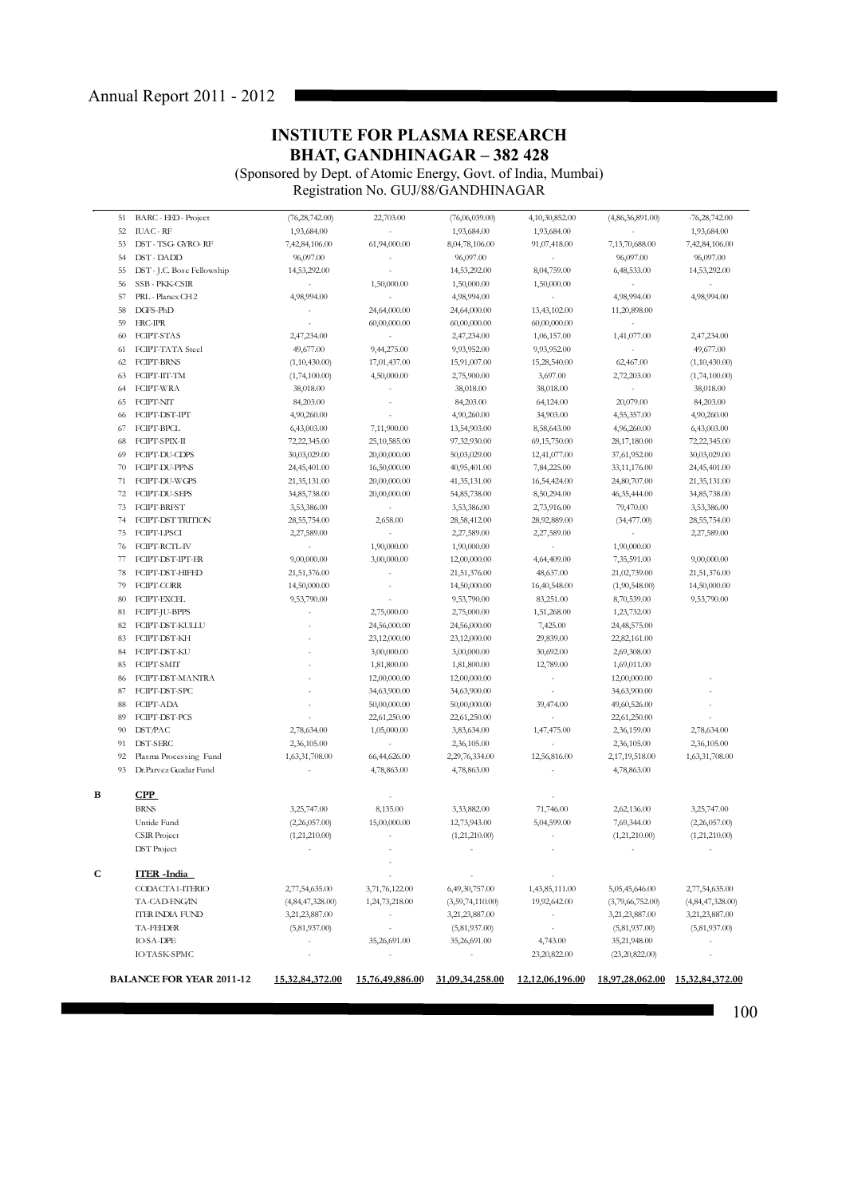# INSTIUTE FOR PLASMA RESEARCH
## BHAT, GANDHINAGAR – 382 428

(Sponsored by Dept. of Atomic Energy, Govt. of India, Mumbai)
Registration No. GUJ/88/GANDHINAGAR

| | | | | | | | |
|---|---|---|---|---|---|---|---|
| 51 | BARC - FED - Project | (76,28,742.00) | 22,703.00 | (76,06,039.00) | 4,10,30,852.00 | (4,86,36,891.00) | -76,28,742.00 |
| 52 | IUAC - RF | 1,93,684.00 | - | 1,93,684.00 | 1,93,684.00 | - | 1,93,684.00 |
| 53 | DST - TSG- GYRO- RF | 7,42,84,106.00 | 61,94,000.00 | 8,04,78,106.00 | 91,07,418.00 | 7,13,70,688.00 | 7,42,84,106.00 |
| 54 | DST - DADD | 96,097.00 | - | 96,097.00 | - | 96,097.00 | 96,097.00 |
| 55 | DST - J.C. Bose Fellowship | 14,53,292.00 | - | 14,53,292.00 | 8,04,759.00 | 6,48,533.00 | 14,53,292.00 |
| 56 | SSB - PKK-CSIR | - | 1,50,000.00 | 1,50,000.00 | 1,50,000.00 | - | - |
| 57 | PRL - Planex CH2 | 4,98,994.00 | - | 4,98,994.00 | - | 4,98,994.00 | 4,98,994.00 |
| 58 | DGFS-PhD | - | 24,64,000.00 | 24,64,000.00 | 13,43,102.00 | 11,20,898.00 | |
| 59 | ERC-IPR | - | 60,00,000.00 | 60,00,000.00 | 60,00,000.00 | - | |
| 60 | FCIPT-STAS | 2,47,234.00 | - | 2,47,234.00 | 1,06,157.00 | 1,41,077.00 | 2,47,234.00 |
| 61 | FCIPT-TATA Steel | 49,677.00 | 9,44,275.00 | 9,93,952.00 | 9,93,952.00 | - | 49,677.00 |
| 62 | FCIPT-BRNS | (1,10,430.00) | 17,01,437.00 | 15,91,007.00 | 15,28,540.00 | 62,467.00 | (1,10,430.00) |
| 63 | FCIPT-IIT-TM | (1,74,100.00) | 4,50,000.00 | 2,75,900.00 | 3,697.00 | 2,72,203.00 | (1,74,100.00) |
| 64 | FCIPT-WRA | 38,018.00 | - | 38,018.00 | 38,018.00 | - | 38,018.00 |
| 65 | FCIPT-NIT | 84,203.00 | - | 84,203.00 | 64,124.00 | 20,079.00 | 84,203.00 |
| 66 | FCIPT-DST-IPT | 4,90,260.00 | - | 4,90,260.00 | 34,903.00 | 4,55,357.00 | 4,90,260.00 |
| 67 | FCIPT-BPCL | 6,43,003.00 | 7,11,900.00 | 13,54,903.00 | 8,58,643.00 | 4,96,260.00 | 6,43,003.00 |
| 68 | FCIPT-SPIX-II | 72,22,345.00 | 25,10,585.00 | 97,32,930.00 | 69,15,750.00 | 28,17,180.00 | 72,22,345.00 |
| 69 | FCIPT-DU-CDPS | 30,03,029.00 | 20,00,000.00 | 50,03,029.00 | 12,41,077.00 | 37,61,952.00 | 30,03,029.00 |
| 70 | FCIPT-DU-PPNS | 24,45,401.00 | 16,50,000.00 | 40,95,401.00 | 7,84,225.00 | 33,11,176.00 | 24,45,401.00 |
| 71 | FCIPT-DU-WGPS | 21,35,131.00 | 20,00,000.00 | 41,35,131.00 | 16,54,424.00 | 24,80,707.00 | 21,35,131.00 |
| 72 | FCIPT-DU-SEPS | 34,85,738.00 | 20,00,000.00 | 54,85,738.00 | 8,50,294.00 | 46,35,444.00 | 34,85,738.00 |
| 73 | FCIPT-BRFST | 3,53,386.00 | - | 3,53,386.00 | 2,73,916.00 | 79,470.00 | 3,53,386.00 |
| 74 | FCIPT-DST TRITION | 28,55,754.00 | 2,658.00 | 28,58,412.00 | 28,92,889.00 | (34,477.00) | 28,55,754.00 |
| 75 | FCIPT-LPSCI | 2,27,589.00 | - | 2,27,589.00 | 2,27,589.00 | - | 2,27,589.00 |
| 76 | FCIPT-RCTL-IV | - | 1,90,000.00 | 1,90,000.00 | - | 1,90,000.00 | |
| 77 | FCIPT-DST-IPT-ER | 9,00,000.00 | 3,00,000.00 | 12,00,000.00 | 4,64,409.00 | 7,35,591.00 | 9,00,000.00 |
| 78 | FCIPT-DST-HIFED | 21,51,376.00 | - | 21,51,376.00 | 48,637.00 | 21,02,739.00 | 21,51,376.00 |
| 79 | FCIPT-CORR | 14,50,000.00 | - | 14,50,000.00 | 16,40,548.00 | (1,90,548.00) | 14,50,000.00 |
| 80 | FCIPT-EXCEL | 9,53,790.00 | - | 9,53,790.00 | 83,251.00 | 8,70,539.00 | 9,53,790.00 |
| 81 | FCIPT-JU-BPPS | - | 2,75,000.00 | 2,75,000.00 | 1,51,268.00 | 1,23,732.00 | |
| 82 | FCIPT-DST-KULLU | - | 24,56,000.00 | 24,56,000.00 | 7,425.00 | 24,48,575.00 | |
| 83 | FCIPT-DST-KH | - | 23,12,000.00 | 23,12,000.00 | 29,839.00 | 22,82,161.00 | |
| 84 | FCIPT-DST-KU | - | 3,00,000.00 | 3,00,000.00 | 30,692.00 | 2,69,308.00 | |
| 85 | FCIPT-SMIT | - | 1,81,800.00 | 1,81,800.00 | 12,789.00 | 1,69,011.00 | |
| 86 | FCIPT-DST-MANTRA | - | 12,00,000.00 | 12,00,000.00 | - | 12,00,000.00 | - |
| 87 | FCIPT-DST-SPC | - | 34,63,900.00 | 34,63,900.00 | - | 34,63,900.00 | - |
| 88 | FCIPT-ADA | - | 50,00,000.00 | 50,00,000.00 | 39,474.00 | 49,60,526.00 | - |
| 89 | FCIPT-DST-PCS | - | 22,61,250.00 | 22,61,250.00 | - | 22,61,250.00 | - |
| 90 | DST/PAC | 2,78,634.00 | 1,05,000.00 | 3,83,634.00 | 1,47,475.00 | 2,36,159.00 | 2,78,634.00 |
| 91 | DST-SERC | 2,36,105.00 | - | 2,36,105.00 | - | 2,36,105.00 | 2,36,105.00 |
| 92 | Plasma Processing Fund | 1,63,31,708.00 | 66,44,626.00 | 2,29,76,334.00 | 12,56,816.00 | 2,17,19,518.00 | 1,63,31,708.00 |
| 93 | Dr.Parvez Guzdar Fund | - | 4,78,863.00 | 4,78,863.00 | - | 4,78,863.00 | |
| **B** | **CPP** | | - | | - | | |
| | BRNS | 3,25,747.00 | 8,135.00 | 3,33,882.00 | 71,746.00 | 2,62,136.00 | 3,25,747.00 |
| | Untide Fund | (2,26,057.00) | 15,00,000.00 | 12,73,943.00 | 5,04,599.00 | 7,69,344.00 | (2,26,057.00) |
| | CSIR Project | (1,21,210.00) | - | (1,21,210.00) | - | (1,21,210.00) | (1,21,210.00) |
| | DST Project | - | - | - | - | - | - |
| | | | - | | | | |
| **C** | **ITER -India** | | - | - | - | | |
| | CODACTA1-ITERIO | 2,77,54,635.00 | 3,71,76,122.00 | 6,49,30,757.00 | 1,43,85,111.00 | 5,05,45,646.00 | 2,77,54,635.00 |
| | TA-CAD-ENG/IN | (4,84,47,328.00) | 1,24,73,218.00 | (3,59,74,110.00) | 19,92,642.00 | (3,79,66,752.00) | (4,84,47,328.00) |
| | ITER INDIA FUND | 3,21,23,887.00 | - | 3,21,23,887.00 | - | 3,21,23,887.00 | 3,21,23,887.00 |
| | TA-FEEDER | (5,81,937.00) | - | (5,81,937.00) | - | (5,81,937.00) | (5,81,937.00) |
| | IO-SA-DPE | - | 35,26,691.00 | 35,26,691.00 | 4,743.00 | 35,21,948.00 | - |
| | IO-TASK-SPMC | - | - | - | 23,20,822.00 | (23,20,822.00) | - |
| | **BALANCE FOR YEAR 2011-12** | **15,32,84,372.00** | **15,76,49,886.00** | **31,09,34,258.00** | **12,12,06,196.00** | **18,97,28,062.00** | **15,32,84,372.00** |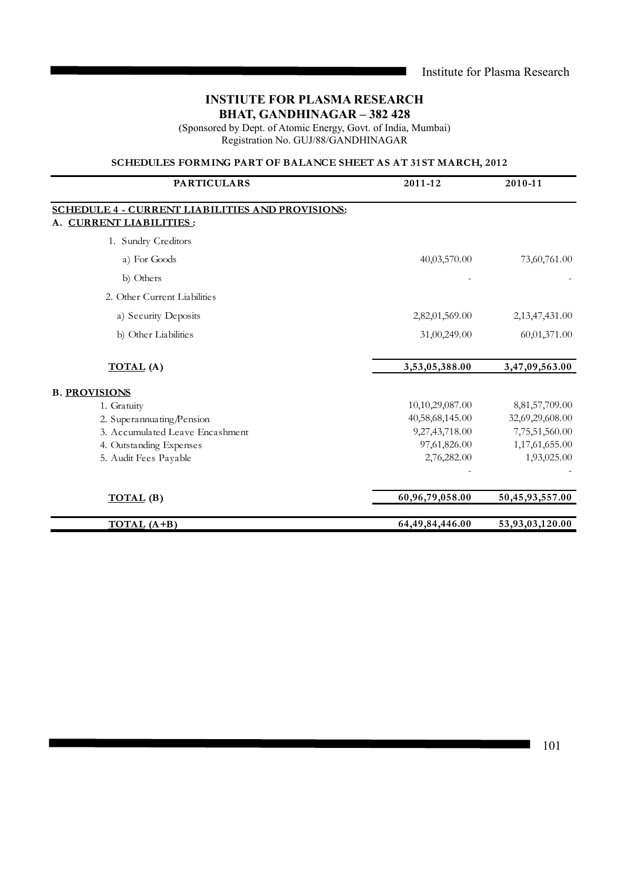# INSTITUTE FOR PLASMA RESEARCH
## BHAT, GANDHINAGAR – 382 428

(Sponsored by Dept. of Atomic Energy, Govt. of India, Mumbai)
Registration No. GUJ/88/GANDHINAGAR

**SCHEDULES FORMING PART OF BALANCE SHEET AS AT 31ST MARCH, 2012**

| PARTICULARS | 2011-12 | 2010-11 |
|---|---|---|
| **SCHEDULE 4 - CURRENT LIABILITIES AND PROVISIONS:** | | |
| **A. CURRENT LIABILITIES :** | | |
| 1. Sundry Creditors | | |
| a) For Goods | 40,03,570.00 | 73,60,761.00 |
| b) Others | - | - |
| 2. Other Current Liabilities | | |
| a) Security Deposits | 2,82,01,569.00 | 2,13,47,431.00 |
| b) Other Liabilities | 31,00,249.00 | 60,01,371.00 |
| **TOTAL (A)** | **3,53,05,388.00** | **3,47,09,563.00** |
| **B. PROVISIONS** | | |
| 1. Gratuity | 10,10,29,087.00 | 8,81,57,709.00 |
| 2. Superannuating/Pension | 40,58,68,145.00 | 32,69,29,608.00 |
| 3. Accumulated Leave Encashment | 9,27,43,718.00 | 7,75,51,560.00 |
| 4. Outstanding Expenses | 97,61,826.00 | 1,17,61,655.00 |
| 5. Audit Fees Payable | 2,76,282.00 | 1,93,025.00 |
| | - | - |
| **TOTAL (B)** | **60,96,79,058.00** | **50,45,93,557.00** |
| **TOTAL (A+B)** | **64,49,84,446.00** | **53,93,03,120.00** |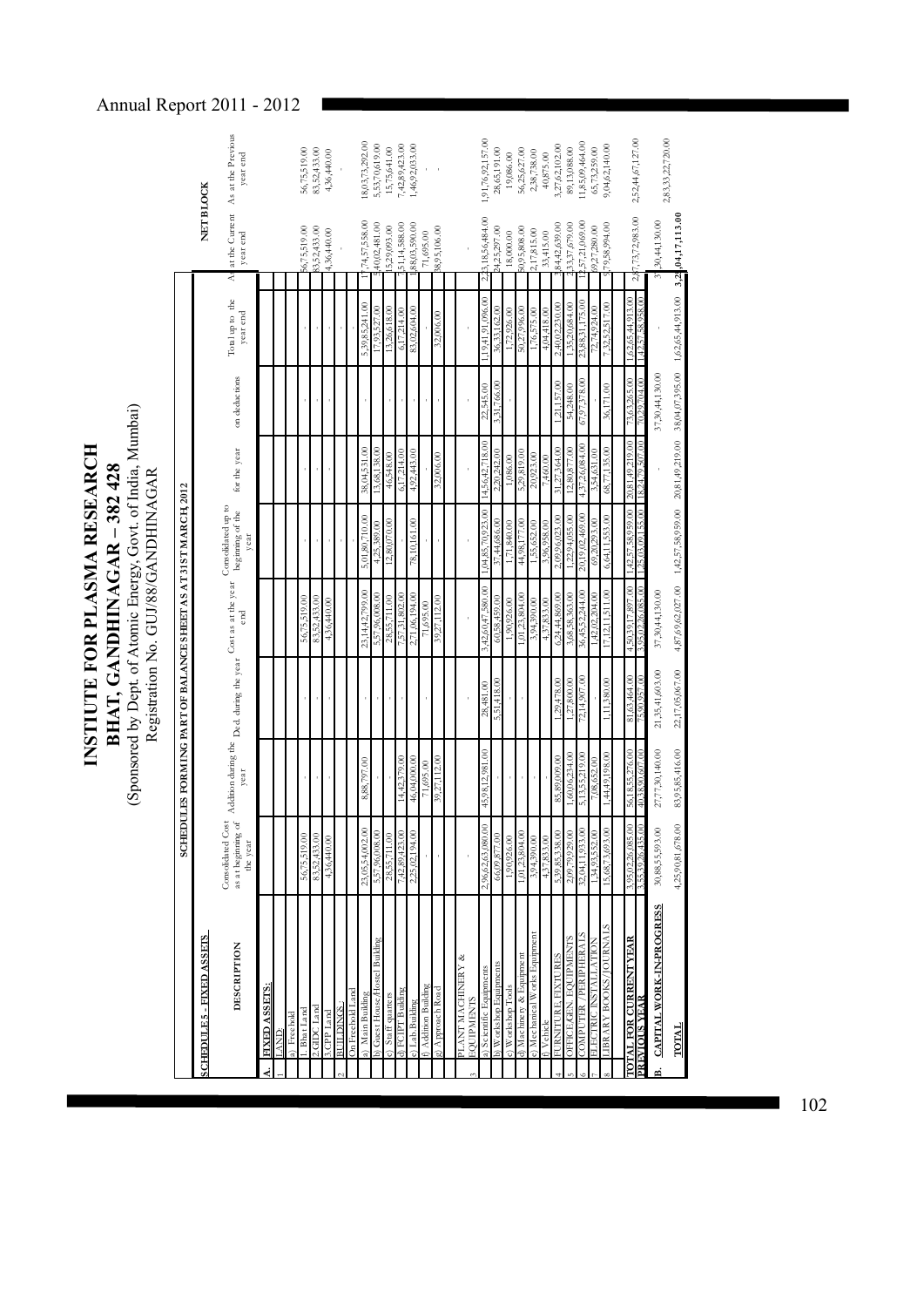# INSTIUTE FOR PLASMA RESEARCH

## BHAT, GANDHINAGAR – 382 428

(Sponsored by Dept. of Atomic Energy, Govt. of India, Mumbai)

Registration No. GUJ/88/GANDHINAGAR

### SCHEDULES FORMING PART OF BALANCE SHEET AS AT 31ST MARCH, 2012

**SCHEDULE 5 - FIXED ASSETS**

| | | DESCRIPTION | Consolidated Cost as at beginning of the year | Addition during the year | Ded. during the year | Cost as at the year end | Consolidated up to beginning of the year | for the year | on deductions | Total up to the year end | As at the Current year end | As at the Previous year end |
|---|---|---|---|---|---|---|---|---|---|---|---|---|
| | | | | | | | | | | | NET BLOCK | |
| A. | | FIXED ASSETS: | | | | | | | | | | |
| | 1 | LAND: | | | | | | | | | | |
| | | a) Freehold | | | | | | | | | | |
| | | 1. Bhat Land | 56,75,519.00 | - | - | 56,75,519.00 | - | - | - | - | 56,75,519.00 | 56,75,519.00 |
| | | 2. GIDC Land | 83,52,433.00 | - | - | 83,52,433.00 | - | - | - | - | 83,52,433.00 | 83,52,433.00 |
| | | 3. CPP Land | 4,36,440.00 | - | - | 4,36,440.00 | - | - | - | - | 4,36,440.00 | 4,36,440.00 |
| | 2 | BUILDINGS: | | | | | | | | | | |
| | | On Freehold Land | | | | | | | | | | |
| | | a) Main Building | 23,05,54,002.00 | 8,88,797.00 | - | 23,14,42,799.00 | 5,01,80,710.00 | 38,04,531.00 | - | 5,39,85,241.00 | 17,74,57,558.00 | 18,03,73,292.00 |
| | | b) Guest House/Hostel Building | 5,57,96,008.00 | - | - | 5,57,96,008.00 | 4,25,389.00 | 13,68,138.00 | - | 17,93,527.00 | 5,40,02,481.00 | 5,53,70,619.00 |
| | | c) Staff quarters | 28,55,711.00 | - | - | 28,55,711.00 | 12,80,070.00 | 46,548.00 | - | 13,26,618.00 | 15,29,093.00 | 15,75,641.00 |
| | | d) FCIPT Building | 7,42,89,423.00 | 14,42,379.00 | - | 7,57,31,802.00 | - | 6,17,214.00 | - | 6,17,214.00 | 7,51,14,588.00 | 7,42,89,423.00 |
| | | e) Lab. Building | 2,25,02,194.00 | 46,04,000.00 | - | 2,71,06,194.00 | 78,10,161.00 | 4,92,443.00 | - | 83,02,604.00 | 1,88,03,590.00 | 1,46,92,033.00 |
| | | f) Addition Building | - | 71,695.00 | - | 71,695.00 | - | - | - | - | 71,695.00 | - |
| | | g) Approach Road | - | 39,27,112.00 | - | 39,27,112.00 | - | 32,006.00 | - | 32,006.00 | 38,95,106.00 | - |
| | 3 | PLANT MACHINERY & EQUIPMENTS | | | | | | | | | | |
| | | a) Scientific Equipments | 2,96,62,63,080.00 | 45,98,12,981.00 | 28,481.00 | 3,42,60,47,580.00 | 1,04,85,70,923.00 | 14,56,42,718.00 | 22,545.00 | 1,19,41,91,096.00 | 2,23,18,56,484.00 | 1,91,76,92,157.00 |
| | | b) Workshop Equipments | 66,09,877.00 | - | 5,51,418.00 | 60,58,459.00 | 37,44,686.00 | 2,20,242.00 | 3,31,766.00 | 36,33,162.00 | 24,25,297.00 | 28,65,191.00 |
| | | c) Workshop Tools | 1,90,926.00 | - | - | 1,90,926.00 | 1,71,840.00 | 1,086.00 | - | 1,72,926.00 | 18,000.00 | 19,086.00 |
| | | d) Machinery & Equipment | 1,01,23,804.00 | - | - | 1,01,23,804.00 | 44,98,177.00 | 5,29,819.00 | - | 50,27,996.00 | 50,95,808.00 | 56,25,627.00 |
| | | e) Mechanical Works Equipment | 3,94,390.00 | - | - | 3,94,390.00 | 1,55,652.00 | 20,923.00 | - | 1,76,575.00 | 2,17,815.00 | 2,38,738.00 |
| | | f) Vehicle | 4,37,833.00 | - | - | 4,37,833.00 | 3,96,958.00 | 7,460.00 | - | 4,04,418.00 | 33,415.00 | 40,875.00 |
| | 4 | FURNITURE FIXTURES | 5,39,85,338.00 | 85,89,009.00 | 1,29,478.00 | 6,24,44,869.00 | 2,09,96,023.00 | 31,27,364.00 | 1,21,157.00 | 2,40,02,230.00 | 3,84,42,639.00 | 3,27,62,102.00 |
| | 5 | OFFICE GEN. EQUIPMENTS | 2,09,79,929.00 | 1,60,06,234.00 | 1,27,800.00 | 3,68,58,363.00 | 1,22,94,055.00 | 12,80,877.00 | 54,248.00 | 1,35,20,684.00 | 2,33,37,679.00 | 89,13,088.00 |
| | 6 | COMPUTER /PERIPHERALS | 32,04,11,933.00 | 5,13,55,219.00 | 72,14,907.00 | 36,45,52,244.00 | 20,19,02,469.00 | 4,37,26,084.00 | 67,97,378.00 | 23,88,31,175.00 | 12,57,21,069.00 | 11,85,09,464.00 |
| | 7 | ELECTRIC INSTALLATION | 1,34,93,552.00 | 7,08,652.00 | - | 1,42,02,204.00 | 69,20,293.00 | 3,54,631.00 | - | 72,74,924.00 | 69,27,280.00 | 65,73,259.00 |
| | 8 | LIBRARY BOOKS/JOURNALS | 15,68,73,693.00 | 1,44,49,198.00 | 1,11,380.00 | 17,12,11,511.00 | 6,64,11,553.00 | 68,77,135.00 | 36,171.00 | 7,32,52,517.00 | 9,79,58,994.00 | 9,04,62,140.00 |
| | | TOTAL FOR CURRENT YEAR | 3,95,02,26,085.00 | 56,18,55,276.00 | 81,63,464.00 | 4,50,39,17,897.00 | 1,42,57,58,959.00 | 20,81,49,219.00 | 73,63,265.00 | 1,62,65,44,913.00 | 2,87,73,72,983.00 | 2,52,44,67,127.00 |
| | | PREVIOUS YEAR | 3,55,39,26,435.00 | 40,38,90,607.00 | 75,90,957.00 | 3,95,02,26,085.00 | 1,25,03,09,155.00 | 18,24,79,507.00 | 70,29,704.00 | 1,42,57,58,958.00 | | |
| B. | | CAPITAL WORK-IN-PROGRESS | 30,88,55,593.00 | 27,77,30,140.00 | 21,35,41,603.00 | 37,30,44,130.00 | - | - | 37,30,44,130.00 | - | 37,30,44,130.00 | 2,83,33,22,720.00 |
| | | TOTAL | 4,25,90,81,678.00 | 83,95,85,416.00 | 22,17,05,067.00 | 4,87,69,62,027.00 | 1,42,57,58,959.00 | 20,81,49,219.00 | 38,04,07,395.00 | 1,62,65,44,913.00 | 3,25,04,17,113.00 | |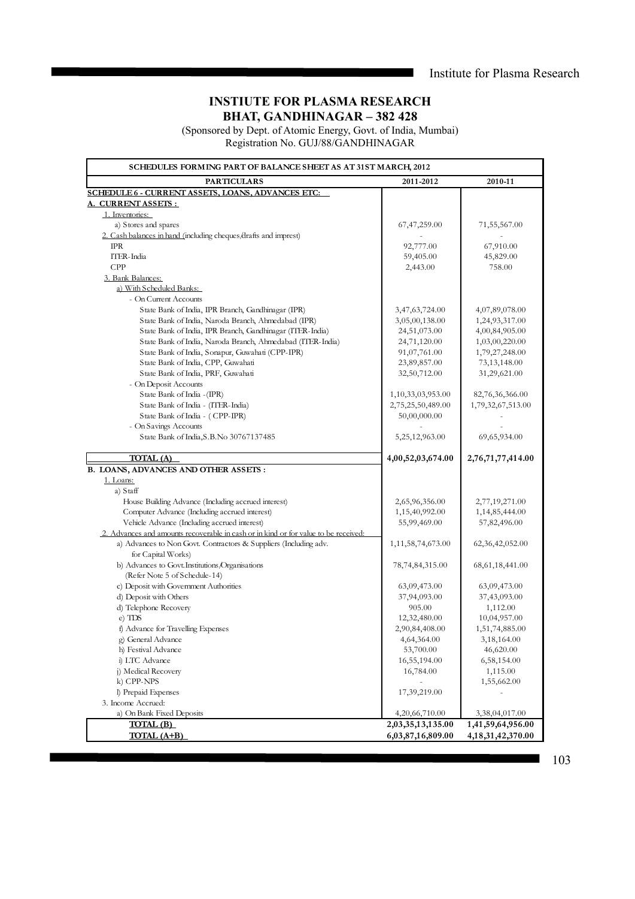# INSTIUTE FOR PLASMA RESEARCH
## BHAT, GANDHINAGAR – 382 428

(Sponsored by Dept. of Atomic Energy, Govt. of India, Mumbai)
Registration No. GUJ/88/GANDHINAGAR

| SCHEDULES FORMING PART OF BALANCE SHEET AS AT 31ST MARCH, 2012 | | |
|---|---|---|
| **PARTICULARS** | **2011-2012** | **2010-11** |
| **SCHEDULE 6 - CURRENT ASSETS, LOANS, ADVANCES ETC:** | | |
| **A. CURRENT ASSETS :** | | |
| 1. Inventories: | | |
| a) Stores and spares | 67,47,259.00 | 71,55,567.00 |
| 2. Cash balances in hand (including cheques/drafts and imprest) | - | - |
| IPR | 92,777.00 | 67,910.00 |
| ITER-India | 59,405.00 | 45,829.00 |
| CPP | 2,443.00 | 758.00 |
| 3. Bank Balances: | | |
| a) With Scheduled Banks: | | |
| - On Current Accounts | | |
| State Bank of India, IPR Branch, Gandhinagar (IPR) | 3,47,63,724.00 | 4,07,89,078.00 |
| State Bank of India, Naroda Branch, Ahmedabad (IPR) | 3,05,00,138.00 | 1,24,93,317.00 |
| State Bank of India, IPR Branch, Gandhinagar (ITER-India) | 24,51,073.00 | 4,00,84,905.00 |
| State Bank of India, Naroda Branch, Ahmedabad (ITER-India) | 24,71,120.00 | 1,03,00,220.00 |
| State Bank of India, Sonapur, Guwahati (CPP-IPR) | 91,07,761.00 | 1,79,27,248.00 |
| State Bank of India, CPP, Guwahati | 23,89,857.00 | 73,13,148.00 |
| State Bank of India, PRF, Guwahati | 32,50,712.00 | 31,29,621.00 |
| - On Deposit Accounts | | |
| State Bank of India -(IPR) | 1,10,33,03,953.00 | 82,76,36,366.00 |
| State Bank of India - (ITER-India) | 2,75,25,50,489.00 | 1,79,32,67,513.00 |
| State Bank of India - ( CPP-IPR) | 50,00,000.00 | - |
| - On Savings Accounts | - | - |
| State Bank of India,S.B.No 30767137485 | 5,25,12,963.00 | 69,65,934.00 |
| **TOTAL (A)** | **4,00,52,03,674.00** | **2,76,71,77,414.00** |
| **B. LOANS, ADVANCES AND OTHER ASSETS :** | | |
| 1. Loans: | | |
| a) Staff | | |
| House Building Advance (Including accrued interest) | 2,65,96,356.00 | 2,77,19,271.00 |
| Computer Advance (Including accrued interest) | 1,15,40,992.00 | 1,14,85,444.00 |
| Vehicle Advance (Including accrued interest) | 55,99,469.00 | 57,82,496.00 |
| 2. Advances and amounts recoverable in cash or in kind or for value to be received: | | |
| a) Advances to Non Govt. Contractors & Suppliers (Including adv. for Capital Works) | 1,11,58,74,673.00 | 62,36,42,052.00 |
| b) Advances to Govt.Institutions/Organisations (Refer Note 5 of Schedule-14) | 78,74,84,315.00 | 68,61,18,441.00 |
| c) Deposit with Government Authorities | 63,09,473.00 | 63,09,473.00 |
| d) Deposit with Others | 37,94,093.00 | 37,43,093.00 |
| d) Telephone Recovery | 905.00 | 1,112.00 |
| e) TDS | 12,32,480.00 | 10,04,957.00 |
| f) Advance for Travelling Expenses | 2,90,84,408.00 | 1,51,74,885.00 |
| g) General Advance | 4,64,364.00 | 3,18,164.00 |
| h) Festival Advance | 53,700.00 | 46,620.00 |
| i) LTC Advance | 16,55,194.00 | 6,58,154.00 |
| j) Medical Recovery | 16,784.00 | 1,115.00 |
| k) CPP-NPS | - | 1,55,662.00 |
| l) Prepaid Expenses | 17,39,219.00 | - |
| 3. Income Accrued: | | |
| a) On Bank Fixed Deposits | 4,20,66,710.00 | 3,38,04,017.00 |
| **TOTAL (B)** | **2,03,35,13,135.00** | **1,41,59,64,956.00** |
| **TOTAL (A+B)** | **6,03,87,16,809.00** | **4,18,31,42,370.00** |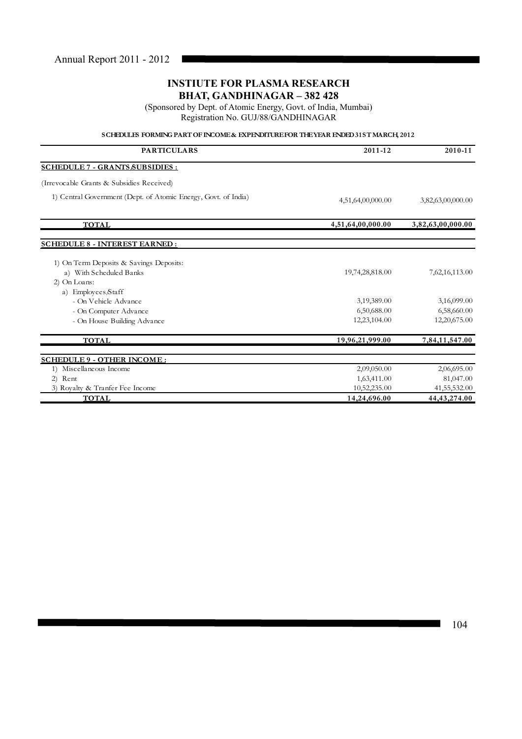# INSTIUTE FOR PLASMA RESEARCH
## BHAT, GANDHINAGAR – 382 428

(Sponsored by Dept. of Atomic Energy, Govt. of India, Mumbai)
Registration No. GUJ/88/GANDHINAGAR

**SCHEDULES FORMING PART OF INCOME & EXPENDITURE FOR THE YEAR ENDED 31ST MARCH, 2012**

| PARTICULARS | 2011-12 | 2010-11 |
|---|---|---|
| **SCHEDULE 7 - GRANTS/SUBSIDIES :** | | |
| (Irrevocable Grants & Subsidies Received) | | |
| 1) Central Government (Dept. of Atomic Energy, Govt. of India) | 4,51,64,00,000.00 | 3,82,63,00,000.00 |
| **TOTAL** | **4,51,64,00,000.00** | **3,82,63,00,000.00** |
| **SCHEDULE 8 - INTEREST EARNED :** | | |
| 1) On Term Deposits & Savings Deposits: | | |
| a) With Scheduled Banks | 19,74,28,818.00 | 7,62,16,113.00 |
| 2) On Loans: | | |
| a) Employees/Staff | | |
| - On Vehicle Advance | 3,19,389.00 | 3,16,099.00 |
| - On Computer Advance | 6,50,688.00 | 6,58,660.00 |
| - On House Building Advance | 12,23,104.00 | 12,20,675.00 |
| **TOTAL** | **19,96,21,999.00** | **7,84,11,547.00** |
| **SCHEDULE 9 - OTHER INCOME :** | | |
| 1) Miscellaneous Income | 2,09,050.00 | 2,06,695.00 |
| 2) Rent | 1,63,411.00 | 81,047.00 |
| 3) Royalty & Tranfer Fee Income | 10,52,235.00 | 41,55,532.00 |
| **TOTAL** | **14,24,696.00** | **44,43,274.00** |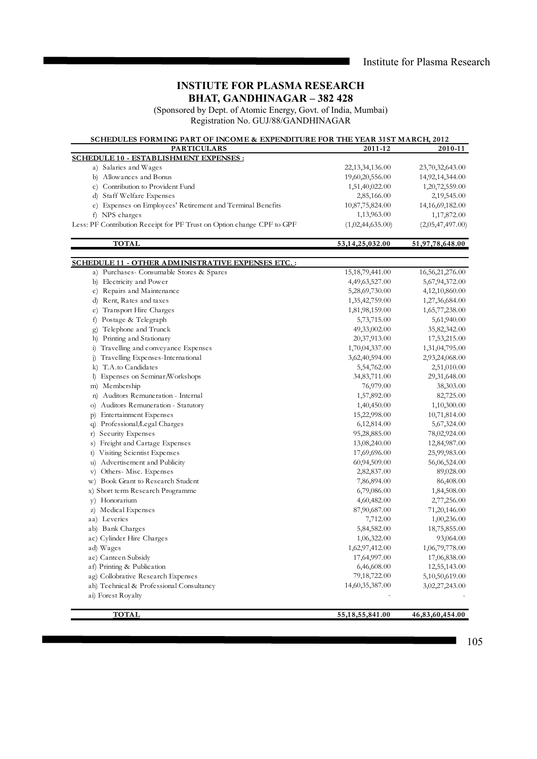# INSTIUTE FOR PLASMA RESEARCH
## BHAT, GANDHINAGAR – 382 428

(Sponsored by Dept. of Atomic Energy, Govt. of India, Mumbai)
Registration No. GUJ/88/GANDHINAGAR

**SCHEDULES FORMING PART OF INCOME & EXPENDITURE FOR THE YEAR 31ST MARCH, 2012**

| PARTICULARS | 2011-12 | 2010-11 |
|---|---|---|
| **SCHEDULE 10 - ESTABLISHMENT EXPENSES :** | | |
| a) Salaries and Wages | 22,13,34,136.00 | 23,70,32,643.00 |
| b) Allowances and Bonus | 19,60,20,556.00 | 14,92,14,344.00 |
| c) Contribution to Provident Fund | 1,51,40,022.00 | 1,20,72,559.00 |
| d) Staff Welfare Expenses | 2,85,166.00 | 2,19,545.00 |
| e) Expenses on Employees' Retirement and Terminal Benefits | 10,87,75,824.00 | 14,16,69,182.00 |
| f) NPS charges | 1,13,963.00 | 1,17,872.00 |
| Less: PF Contribution Receipt for PF Trust on Option change CPF to GPF | (1,02,44,635.00) | (2,05,47,497.00) |
| **TOTAL** | **53,14,25,032.00** | **51,97,78,648.00** |

| PARTICULARS | 2011-12 | 2010-11 |
|---|---|---|
| **SCHEDULE 11 - OTHER ADMINISTRATIVE EXPENSES ETC. :** | | |
| a) Purchases- Consumable Stores & Spares | 15,18,79,441.00 | 16,56,21,276.00 |
| b) Electricity and Power | 4,49,63,527.00 | 5,67,94,372.00 |
| c) Repairs and Maintenance | 5,28,69,730.00 | 4,12,10,860.00 |
| d) Rent, Rates and taxes | 1,35,42,759.00 | 1,27,36,684.00 |
| e) Transport Hire Charges | 1,81,98,159.00 | 1,65,77,238.00 |
| f) Postage & Telegraph | 5,73,715.00 | 5,61,940.00 |
| g) Telephone and Trunck | 49,33,002.00 | 35,82,342.00 |
| h) Printing and Stationary | 20,37,913.00 | 17,53,215.00 |
| i) Travelling and conveyance Expenses | 1,70,04,337.00 | 1,31,04,795.00 |
| j) Travelling Expenses-International | 3,62,40,594.00 | 2,93,24,068.00 |
| k) T.A.to Candidates | 5,54,762.00 | 2,51,010.00 |
| l) Expenses on Seminar/Workshops | 34,83,711.00 | 29,31,648.00 |
| m) Membership | 76,979.00 | 38,303.00 |
| n) Auditors Remuneration - Internal | 1,57,892.00 | 82,725.00 |
| o) Auditors Remuneration - Statutory | 1,40,450.00 | 1,10,300.00 |
| p) Entertainment Expenses | 15,22,998.00 | 10,71,814.00 |
| q) Professional/Legal Charges | 6,12,814.00 | 5,67,324.00 |
| r) Security Expenses | 95,28,885.00 | 78,02,924.00 |
| s) Freight and Cartage Expenses | 13,08,240.00 | 12,84,987.00 |
| t) Visiting Scientist Expenses | 17,69,696.00 | 25,99,983.00 |
| u) Advertisement and Publicity | 60,94,509.00 | 56,06,524.00 |
| v) Others- Misc. Expenses | 2,82,837.00 | 89,028.00 |
| w) Book Grant to Research Student | 7,86,894.00 | 86,408.00 |
| x) Short term Research Programme | 6,79,086.00 | 1,84,508.00 |
| y) Honorarium | 4,60,482.00 | 2,77,256.00 |
| z) Medical Expenses | 87,90,687.00 | 71,20,146.00 |
| aa) Leveries | 7,712.00 | 1,00,236.00 |
| ab) Bank Charges | 5,84,582.00 | 18,75,855.00 |
| ac) Cylinder Hire Charges | 1,06,322.00 | 93,064.00 |
| ad) Wages | 1,62,97,412.00 | 1,06,79,778.00 |
| ae) Canteen Subsidy | 17,64,997.00 | 17,06,838.00 |
| af) Printing & Publication | 6,46,608.00 | 12,55,143.00 |
| ag) Collobrative Research Expenses | 79,18,722.00 | 5,10,50,619.00 |
| ah) Technical & Professional Consultancy | 14,60,35,387.00 | 3,02,27,243.00 |
| ai) Forest Royalty | - | - |
| **TOTAL** | **55,18,55,841.00** | **46,83,60,454.00** |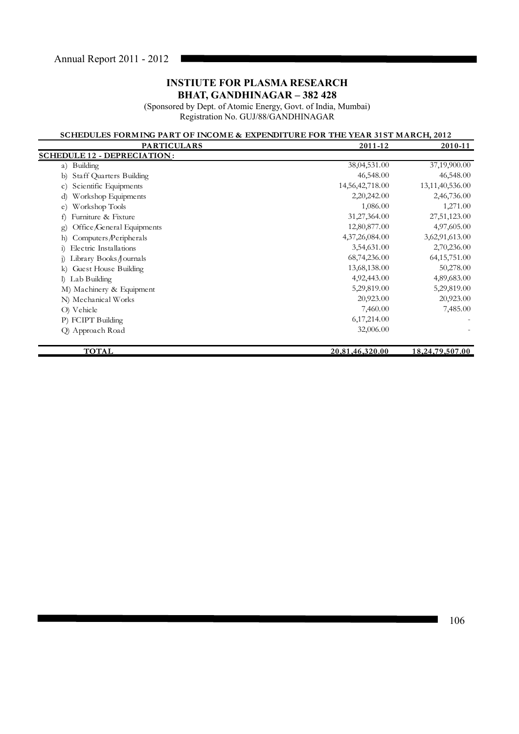# INSTIUTE FOR PLASMA RESEARCH
## BHAT, GANDHINAGAR – 382 428

(Sponsored by Dept. of Atomic Energy, Govt. of India, Mumbai)
Registration No. GUJ/88/GANDHINAGAR

**SCHEDULES FORMING PART OF INCOME & EXPENDITURE FOR THE YEAR 31ST MARCH, 2012**

| PARTICULARS | 2011-12 | 2010-11 |
|---|---|---|
| **SCHEDULE 12 - DEPRECIATION :** | | |
| a) Building | 38,04,531.00 | 37,19,900.00 |
| b) Staff Quarters Building | 46,548.00 | 46,548.00 |
| c) Scientific Equipments | 14,56,42,718.00 | 13,11,40,536.00 |
| d) Workshop Equipments | 2,20,242.00 | 2,46,736.00 |
| e) Workshop Tools | 1,086.00 | 1,271.00 |
| f) Furniture & Fixture | 31,27,364.00 | 27,51,123.00 |
| g) Office/General Equipments | 12,80,877.00 | 4,97,605.00 |
| h) Computers/Peripherals | 4,37,26,084.00 | 3,62,91,613.00 |
| i) Electric Installations | 3,54,631.00 | 2,70,236.00 |
| j) Library Books/Journals | 68,74,236.00 | 64,15,751.00 |
| k) Guest House Building | 13,68,138.00 | 50,278.00 |
| l) Lab Building | 4,92,443.00 | 4,89,683.00 |
| M) Machinery & Equipment | 5,29,819.00 | 5,29,819.00 |
| N) Mechanical Works | 20,923.00 | 20,923.00 |
| O) Vehicle | 7,460.00 | 7,485.00 |
| P) FCIPT Building | 6,17,214.00 | - |
| Q) Approach Road | 32,006.00 | - |
| **TOTAL** | **20,81,46,320.00** | **18,24,79,507.00** |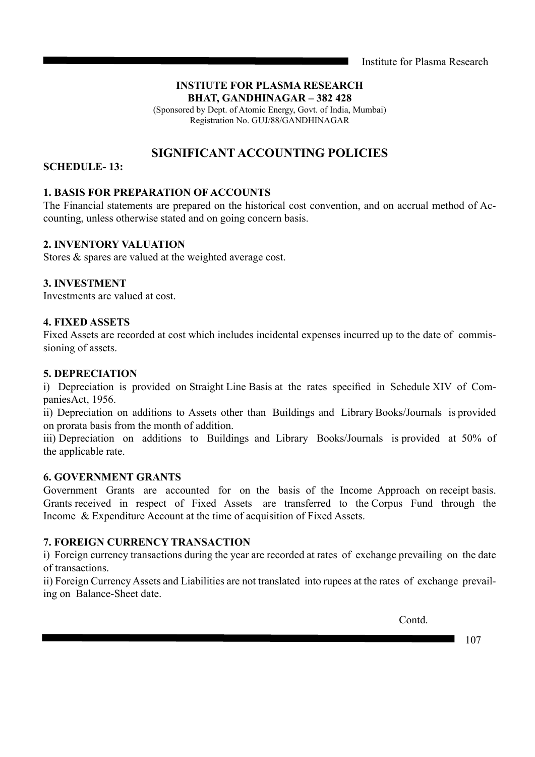**INSTIUTE FOR PLASMA RESEARCH**
**BHAT, GANDHINAGAR – 382 428**
(Sponsored by Dept. of Atomic Energy, Govt. of India, Mumbai)
Registration No. GUJ/88/GANDHINAGAR

## SIGNIFICANT ACCOUNTING POLICIES

**SCHEDULE- 13:**

### 1. BASIS FOR PREPARATION OF ACCOUNTS

The Financial statements are prepared on the historical cost convention, and on accrual method of Accounting, unless otherwise stated and on going concern basis.

### 2. INVENTORY VALUATION

Stores & spares are valued at the weighted average cost.

### 3. INVESTMENT

Investments are valued at cost.

### 4. FIXED ASSETS

Fixed Assets are recorded at cost which includes incidental expenses incurred up to the date of commissioning of assets.

### 5. DEPRECIATION

i) Depreciation is provided on Straight Line Basis at the rates specified in Schedule XIV of CompaniesAct, 1956.

ii) Depreciation on additions to Assets other than Buildings and Library Books/Journals is provided on prorata basis from the month of addition.

iii) Depreciation on additions to Buildings and Library Books/Journals is provided at 50% of the applicable rate.

### 6. GOVERNMENT GRANTS

Government Grants are accounted for on the basis of the Income Approach on receipt basis. Grants received in respect of Fixed Assets are transferred to the Corpus Fund through the Income & Expenditure Account at the time of acquisition of Fixed Assets.

### 7. FOREIGN CURRENCY TRANSACTION

i) Foreign currency transactions during the year are recorded at rates of exchange prevailing on the date of transactions.

ii) Foreign Currency Assets and Liabilities are not translated into rupees at the rates of exchange prevailing on Balance-Sheet date.

Contd.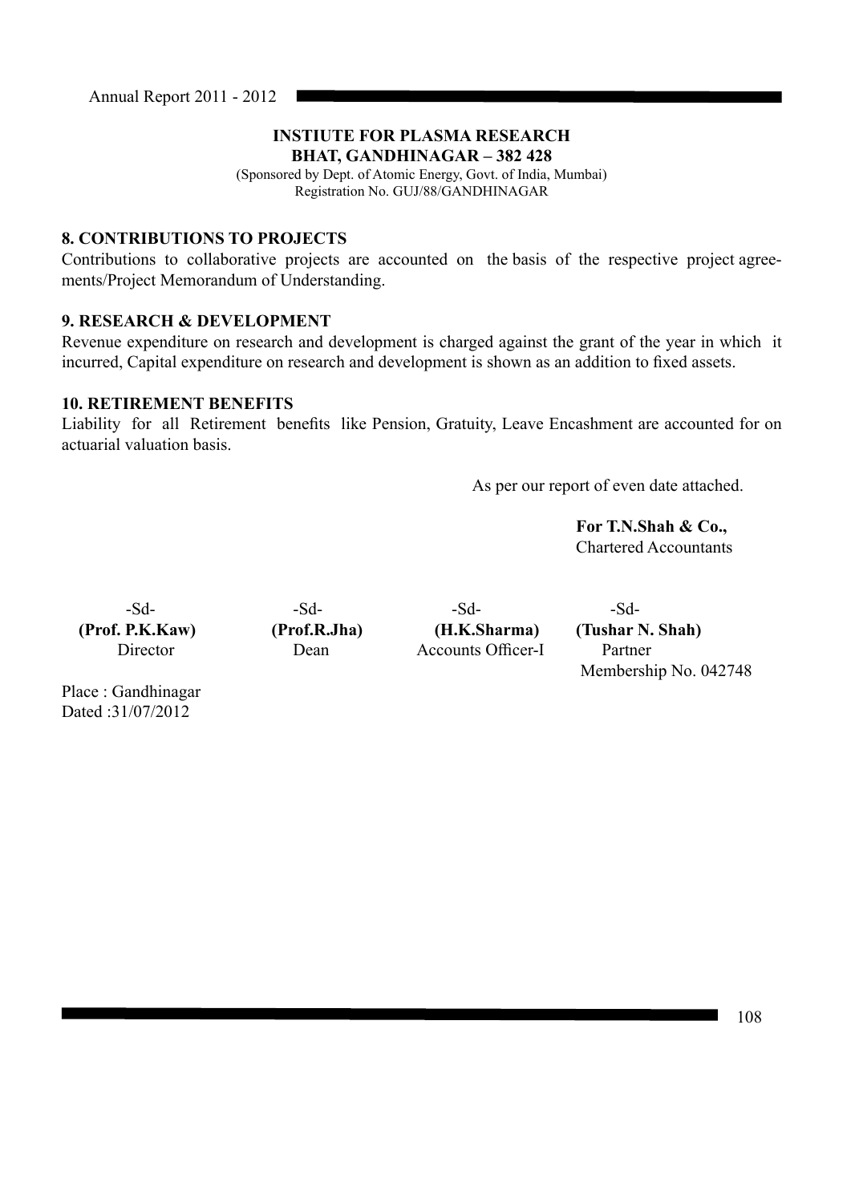**INSTIUTE FOR PLASMA RESEARCH**
**BHAT, GANDHINAGAR – 382 428**
(Sponsored by Dept. of Atomic Energy, Govt. of India, Mumbai)
Registration No. GUJ/88/GANDHINAGAR

## 8. CONTRIBUTIONS TO PROJECTS

Contributions to collaborative projects are accounted on the basis of the respective project agreements/Project Memorandum of Understanding.

## 9. RESEARCH & DEVELOPMENT

Revenue expenditure on research and development is charged against the grant of the year in which it incurred, Capital expenditure on research and development is shown as an addition to fixed assets.

## 10. RETIREMENT BENEFITS

Liability for all Retirement benefits like Pension, Gratuity, Leave Encashment are accounted for on actuarial valuation basis.

As per our report of even date attached.

**For T.N.Shah & Co.,**
Chartered Accountants

| -Sd- | -Sd- | -Sd- | -Sd- |
|---|---|---|---|
| **(Prof. P.K.Kaw)** | **(Prof.R.Jha)** | **(H.K.Sharma)** | **(Tushar N. Shah)** |
| Director | Dean | Accounts Officer-I | Partner |
| | | | Membership No. 042748 |

Place : Gandhinagar
Dated :31/07/2012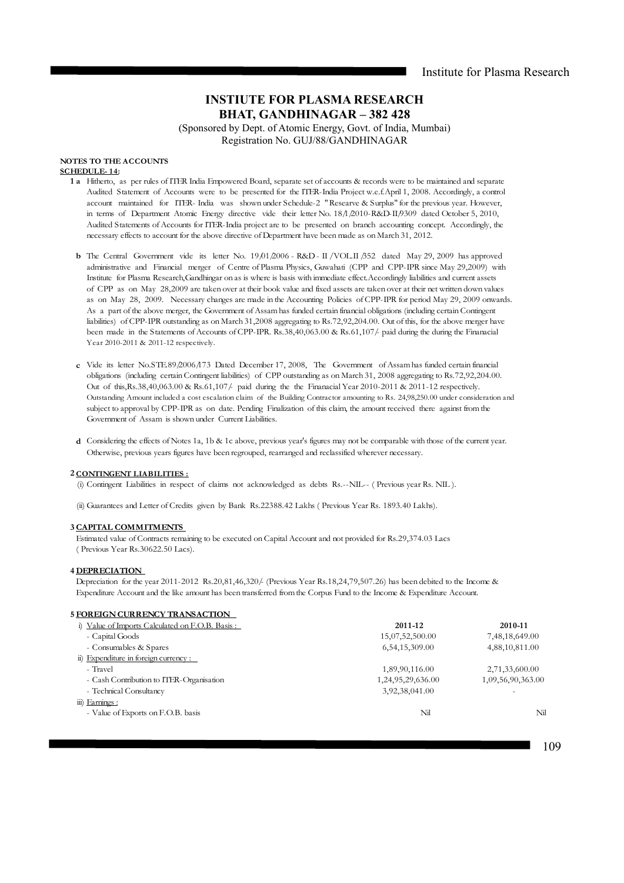# INSTIUTE FOR PLASMA RESEARCH
# BHAT, GANDHINAGAR – 382 428

(Sponsored by Dept. of Atomic Energy, Govt. of India, Mumbai)
Registration No. GUJ/88/GANDHINAGAR

**NOTES TO THE ACCOUNTS**
**SCHEDULE- 14:**

**1 a** Hitherto, as per rules of ITER India Empowered Board, separate set of accounts & records were to be maintained and separate Audited Statement of Accounts were to be presented for the ITER-India Project w.e.f.April 1, 2008. Accordingly, a control account maintained for ITER- India was shown under Schedule-2 " Researve & Surplus" for the previous year. However, in terms of Department Atomic Energy directive vide their letter No. 18/1/2010-R&D-II/9309 dated October 5, 2010, Audited Statements of Accounts for ITER-India project are to be presented on branch accounting concept. Accordingly, the necessary effects to account for the above directive of Department have been made as on March 31, 2012.

**b** The Central Government vide its letter No. 19/01/2006 - R&D - II /VOL.II /352 dated May 29, 2009 has approved administrative and Financial merger of Centre of Plasma Physics, Guwahati (CPP and CPP-IPR since May 29,2009) with Institute for Plasma Research,Gandhingar on as is where is basis with immediate effect.Accordingly liabilities and current assets of CPP as on May 28,2009 are taken over at their book value and fixed assets are taken over at their net written down values as on May 28, 2009. Necessary changes are made in the Accounting Policies of CPP-IPR for period May 29, 2009 onwards. As a part of the above merger, the Government of Assam has funded certain financial obligations (including certain Contingent liabilities) of CPP-IPR outstanding as on March 31,2008 aggregating to Rs.72,92,204.00. Out of this, for the above merger have been made in the Statements of Accounts of CPP-IPR. Rs.38,40,063.00 & Rs.61,107/- paid during the during the Finanacial Year 2010-2011 & 2011-12 respectively.

**c** Vide its letter No.STE.89/2006/173 Dated December 17, 2008, The Government of Assam has funded certain financial obligations (including certain Contingent liabilities) of CPP outstanding as on March 31, 2008 aggregating to Rs.72,92,204.00. Out of this,Rs.38,40,063.00 & Rs.61,107/- paid during the the Finanacial Year 2010-2011 & 2011-12 respectively. Outstanding Amount included a cost escalation claim of the Building Contractor amounting to Rs. 24,98,250.00 under consideration and subject to approval by CPP-IPR as on date. Pending Finalization of this claim, the amount received there against from the Government of Assam is shown under Current Liabilities.

**d** Considering the effects of Notes 1a, 1b & 1c above, previous year's figures may not be comparable with those of the current year. Otherwise, previous years figures have been regrouped, rearranged and reclassified wherever necessary.

**2 CONTINGENT LIABILITIES :**

(i) Contingent Liabilities in respect of claims not acknowledged as debts Rs.--NIL-- ( Previous year Rs. NIL ).

(ii) Guarantees and Letter of Credits given by Bank Rs.22388.42 Lakhs ( Previous Year Rs. 1893.40 Lakhs).

**3 CAPITAL COMMITMENTS**

Estimated value of Contracts remaining to be executed on Capital Account and not provided for Rs.29,374.03 Lacs ( Previous Year Rs.30622.50 Lacs).

**4 DEPRECIATION**

Depreciation for the year 2011-2012 Rs.20,81,46,320/- (Previous Year Rs.18,24,79,507.26) has been debited to the Income & Expenditure Account and the like amount has been transferred from the Corpus Fund to the Income & Expenditure Account.

**5 FOREIGN CURRENCY TRANSACTION**

| | 2011-12 | 2010-11 |
|---|---|---|
| i) Value of Imports Calculated on F.O.B. Basis : | | |
| - Capital Goods | 15,07,52,500.00 | 7,48,18,649.00 |
| - Consumables & Spares | 6,54,15,309.00 | 4,88,10,811.00 |
| ii) Expenditure in foreign currency : | | |
| - Travel | 1,89,90,116.00 | 2,71,33,600.00 |
| - Cash Contribution to ITER-Organisation | 1,24,95,29,636.00 | 1,09,56,90,363.00 |
| - Technical Consultancy | 3,92,38,041.00 | - |
| iii) Earnings : | | |
| - Value of Exports on F.O.B. basis | Nil | Nil |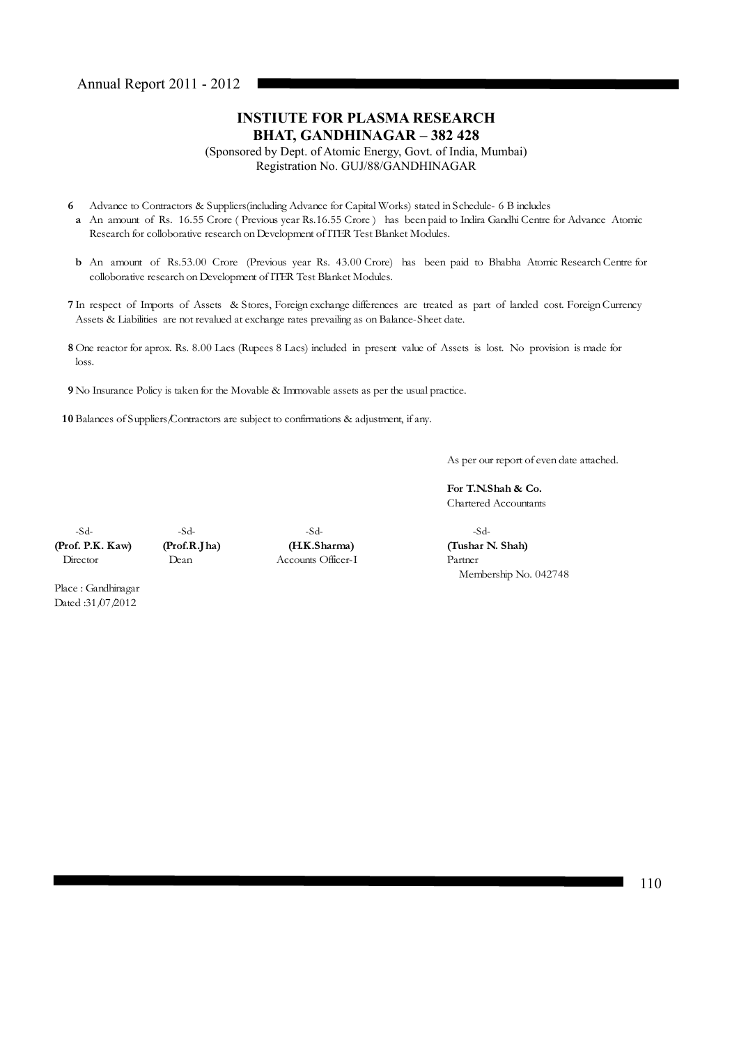# INSTIUTE FOR PLASMA RESEARCH
# BHAT, GANDHINAGAR – 382 428

(Sponsored by Dept. of Atomic Energy, Govt. of India, Mumbai)
Registration No. GUJ/88/GANDHINAGAR

**6** Advance to Contractors & Suppliers(including Advance for Capital Works) stated in Schedule- 6 B includes

**a** An amount of Rs. 16.55 Crore ( Previous year Rs.16.55 Crore ) has been paid to Indira Gandhi Centre for Advance Atomic Research for colloborative research on Development of ITER Test Blanket Modules.

**b** An amount of Rs.53.00 Crore (Previous year Rs. 43.00 Crore) has been paid to Bhabha Atomic Research Centre for colloborative research on Development of ITER Test Blanket Modules.

**7** In respect of Imports of Assets & Stores, Foreign exchange differences are treated as part of landed cost. Foreign Currency Assets & Liabilities are not revalued at exchange rates prevailing as on Balance-Sheet date.

**8** One reactor for aprox. Rs. 8.00 Lacs (Rupees 8 Lacs) included in present value of Assets is lost. No provision is made for loss.

**9** No Insurance Policy is taken for the Movable & Immovable assets as per the usual practice.

**10** Balances of Suppliers/Contractors are subject to confirmations & adjustment, if any.

As per our report of even date attached.

**For T.N.Shah & Co.**
Chartered Accountants

| | | | |
|---|---|---|---|
| -Sd- | -Sd- | -Sd- | -Sd- |
| **(Prof. P.K. Kaw)** | **(Prof.R.Jha)** | **(H.K.Sharma)** | **(Tushar N. Shah)** |
| Director | Dean | Accounts Officer-I | Partner |
| | | | Membership No. 042748 |

Place : Gandhinagar
Dated :31/07/2012